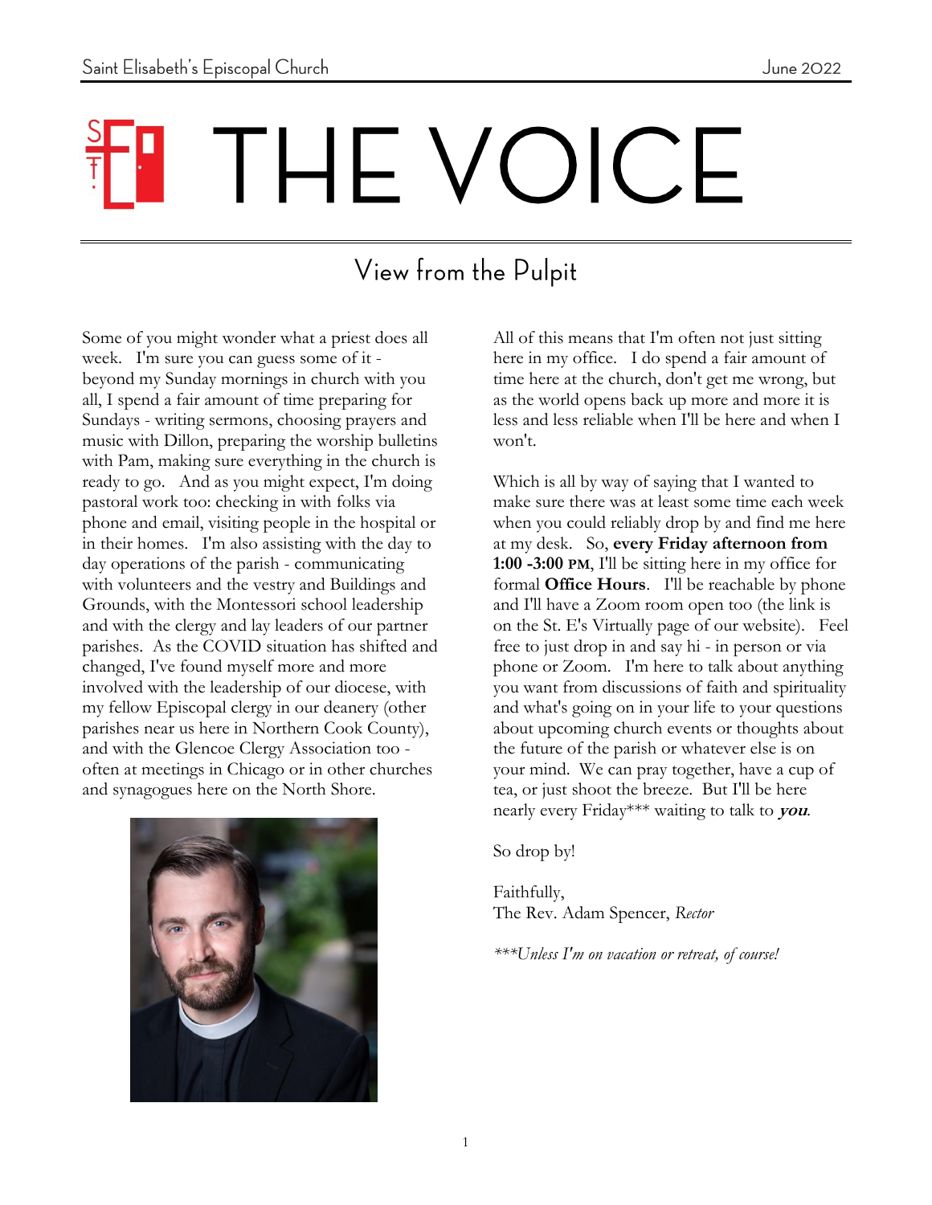# THE VOICE

## View from the Pulpit

Some of you might wonder what a priest does all week. I'm sure you can guess some of it - beyond my Sunday mornings in church with you all, I spend a fair amount of time preparing for Sundays - writing sermons, choosing prayers and music with Dillon, preparing the worship bulletins with Pam, making sure everything in the church is ready to go. And as you might expect, I'm doing pastoral work too: checking in with folks via phone and email, visiting people in the hospital or in their homes. I'm also assisting with the day to day operations of the parish - communicating with volunteers and the vestry and Buildings and Grounds, with the Montessori school leadership and with the clergy and lay leaders of our partner parishes. As the COVID situation has shifted and changed, I've found myself more and more involved with the leadership of our diocese, with my fellow Episcopal clergy in our deanery (other parishes near us here in Northern Cook County), and with the Glencoe Clergy Association too - often at meetings in Chicago or in other churches and synagogues here on the North Shore.

All of this means that I'm often not just sitting here in my office. I do spend a fair amount of time here at the church, don't get me wrong, but as the world opens back up more and more it is less and less reliable when I'll be here and when I won't.

Which is all by way of saying that I wanted to make sure there was at least some time each week when you could reliably drop by and find me here at my desk. So, **every Friday afternoon from 1:00 -3:00 PM**, I'll be sitting here in my office for formal **Office Hours**. I'll be reachable by phone and I'll have a Zoom room open too (the link is on the St. E's Virtually page of our website). Feel free to just drop in and say hi - in person or via phone or Zoom. I'm here to talk about anything you want from discussions of faith and spirituality and what's going on in your life to your questions about upcoming church events or thoughts about the future of the parish or whatever else is on your mind. We can pray together, have a cup of tea, or just shoot the breeze. But I'll be here nearly every Friday*** waiting to talk to ***you***.

So drop by!

Faithfully,
The Rev. Adam Spencer, *Rector*

****Unless I'm on vacation or retreat, of course!*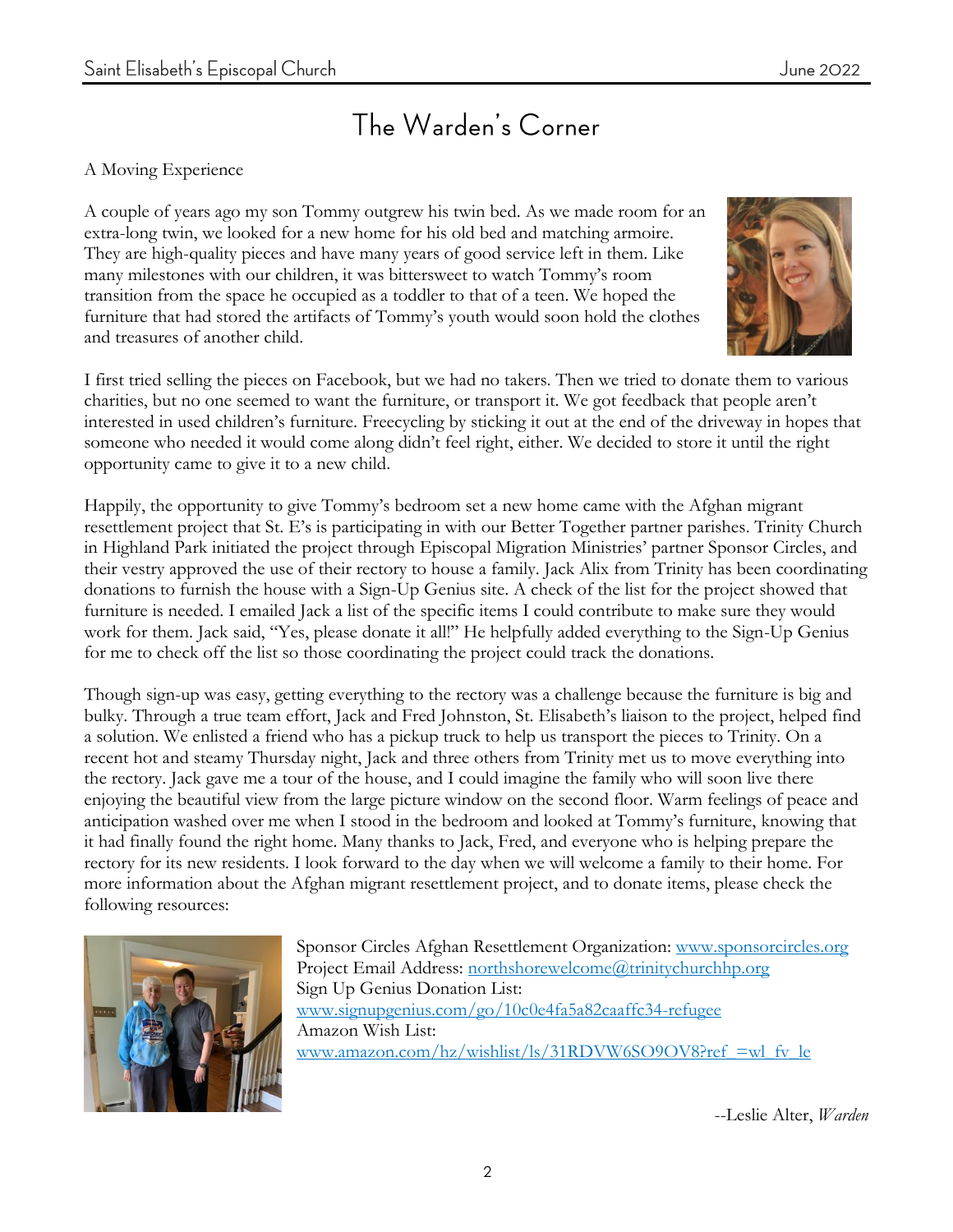# The Warden's Corner

A Moving Experience

A couple of years ago my son Tommy outgrew his twin bed. As we made room for an extra-long twin, we looked for a new home for his old bed and matching armoire. They are high-quality pieces and have many years of good service left in them. Like many milestones with our children, it was bittersweet to watch Tommy's room transition from the space he occupied as a toddler to that of a teen. We hoped the furniture that had stored the artifacts of Tommy's youth would soon hold the clothes and treasures of another child.

I first tried selling the pieces on Facebook, but we had no takers. Then we tried to donate them to various charities, but no one seemed to want the furniture, or transport it. We got feedback that people aren't interested in used children's furniture. Freecycling by sticking it out at the end of the driveway in hopes that someone who needed it would come along didn't feel right, either. We decided to store it until the right opportunity came to give it to a new child.

Happily, the opportunity to give Tommy's bedroom set a new home came with the Afghan migrant resettlement project that St. E's is participating in with our Better Together partner parishes. Trinity Church in Highland Park initiated the project through Episcopal Migration Ministries' partner Sponsor Circles, and their vestry approved the use of their rectory to house a family. Jack Alix from Trinity has been coordinating donations to furnish the house with a Sign-Up Genius site. A check of the list for the project showed that furniture is needed. I emailed Jack a list of the specific items I could contribute to make sure they would work for them. Jack said, "Yes, please donate it all!" He helpfully added everything to the Sign-Up Genius for me to check off the list so those coordinating the project could track the donations.

Though sign-up was easy, getting everything to the rectory was a challenge because the furniture is big and bulky. Through a true team effort, Jack and Fred Johnston, St. Elisabeth's liaison to the project, helped find a solution. We enlisted a friend who has a pickup truck to help us transport the pieces to Trinity. On a recent hot and steamy Thursday night, Jack and three others from Trinity met us to move everything into the rectory. Jack gave me a tour of the house, and I could imagine the family who will soon live there enjoying the beautiful view from the large picture window on the second floor. Warm feelings of peace and anticipation washed over me when I stood in the bedroom and looked at Tommy's furniture, knowing that it had finally found the right home. Many thanks to Jack, Fred, and everyone who is helping prepare the rectory for its new residents. I look forward to the day when we will welcome a family to their home. For more information about the Afghan migrant resettlement project, and to donate items, please check the following resources:

Sponsor Circles Afghan Resettlement Organization: www.sponsorcircles.org
Project Email Address: northshorewelcome@trinitychurchhp.org
Sign Up Genius Donation List:
www.signupgenius.com/go/10c0e4fa5a82caaffc34-refugee
Amazon Wish List:
www.amazon.com/hz/wishlist/ls/31RDVW6SO9OV8?ref_=wl_fv_le

--Leslie Alter, *Warden*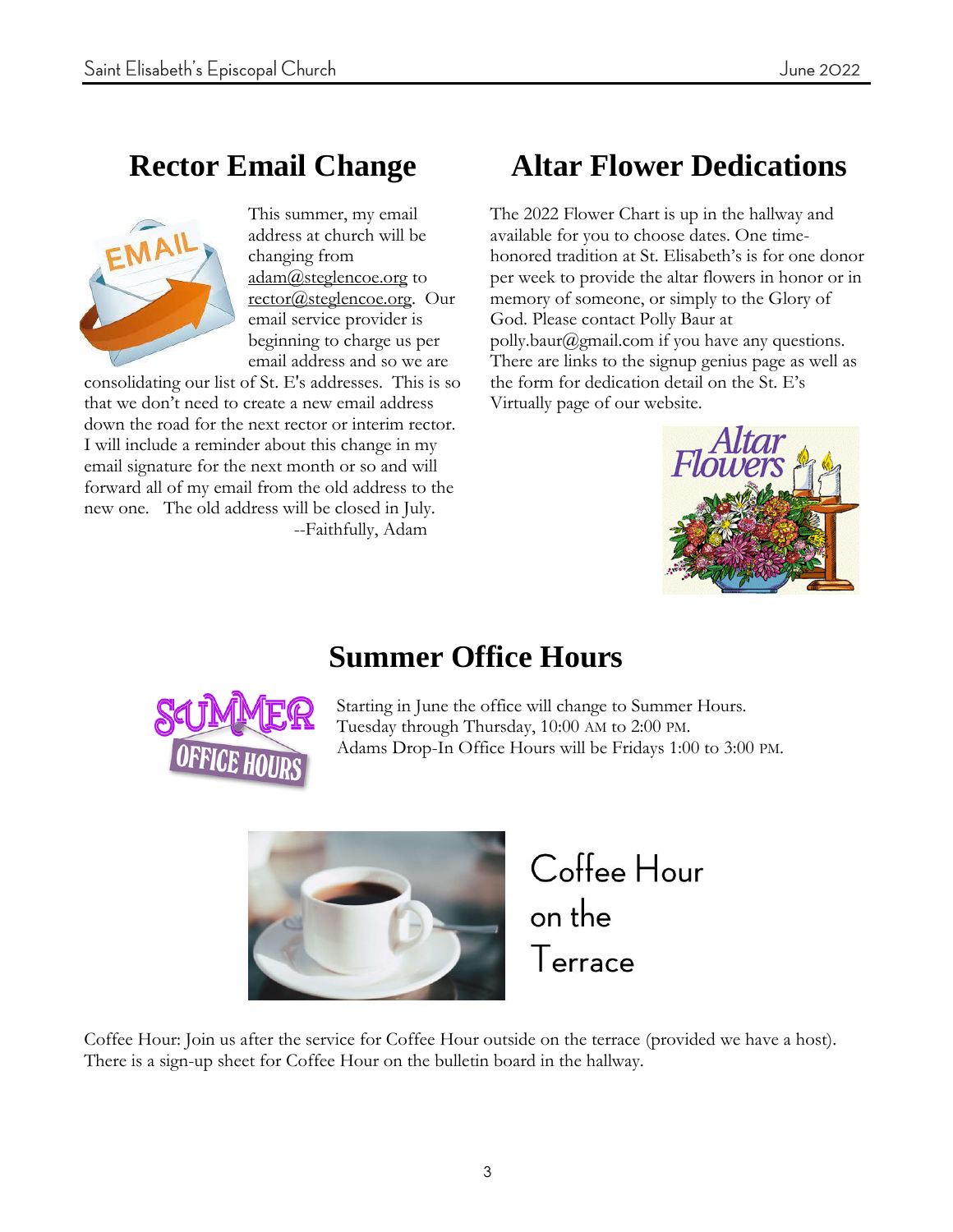## Rector Email Change

This summer, my email address at church will be changing from adam@steglencoe.org to rector@steglencoe.org. Our email service provider is beginning to charge us per email address and so we are consolidating our list of St. E's addresses. This is so that we don't need to create a new email address down the road for the next rector or interim rector. I will include a reminder about this change in my email signature for the next month or so and will forward all of my email from the old address to the new one. The old address will be closed in July.

--Faithfully, Adam

## Altar Flower Dedications

The 2022 Flower Chart is up in the hallway and available for you to choose dates. One time-honored tradition at St. Elisabeth's is for one donor per week to provide the altar flowers in honor or in memory of someone, or simply to the Glory of God. Please contact Polly Baur at polly.baur@gmail.com if you have any questions. There are links to the signup genius page as well as the form for dedication detail on the St. E's Virtually page of our website.

## Summer Office Hours

Starting in June the office will change to Summer Hours.
Tuesday through Thursday, 10:00 AM to 2:00 PM.
Adams Drop-In Office Hours will be Fridays 1:00 to 3:00 PM.

## Coffee Hour on the Terrace

Coffee Hour: Join us after the service for Coffee Hour outside on the terrace (provided we have a host). There is a sign-up sheet for Coffee Hour on the bulletin board in the hallway.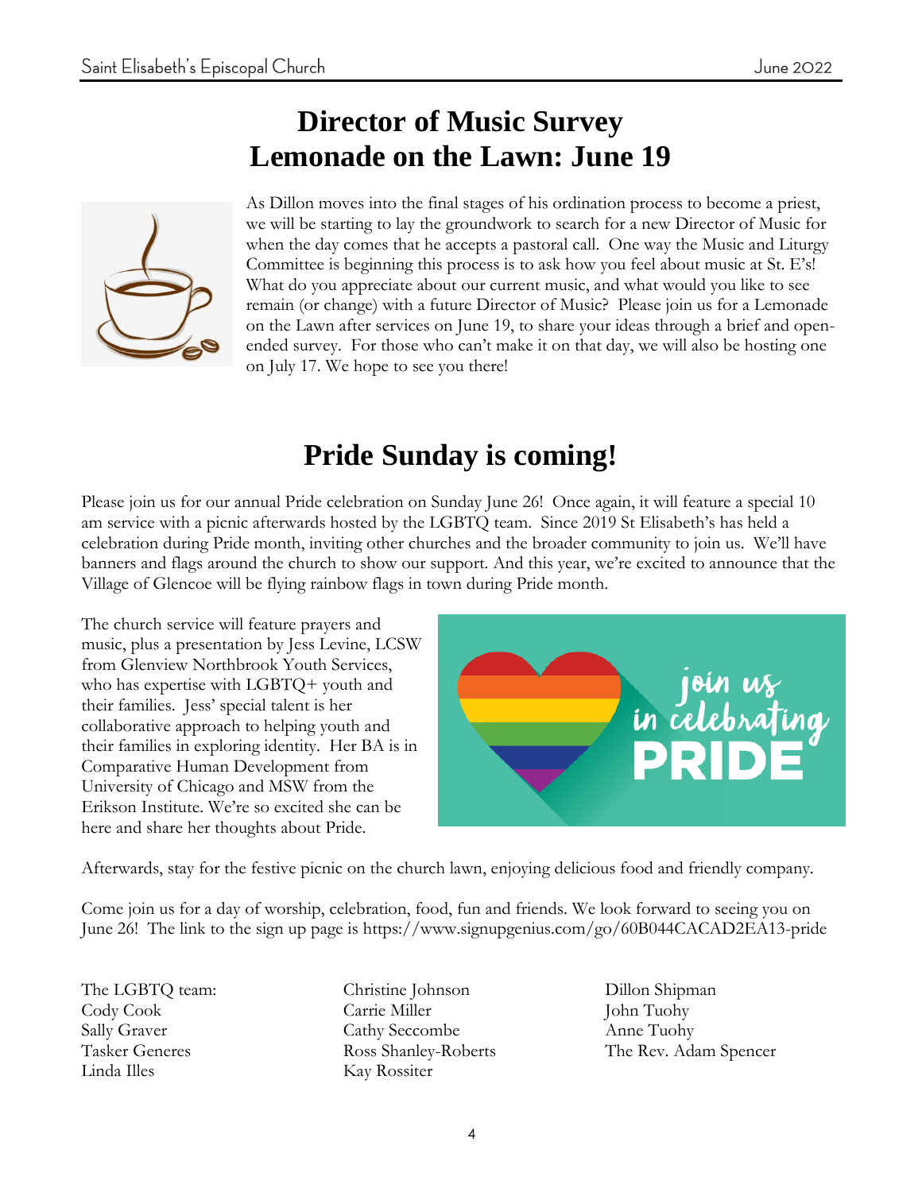# Director of Music Survey
# Lemonade on the Lawn: June 19

As Dillon moves into the final stages of his ordination process to become a priest, we will be starting to lay the groundwork to search for a new Director of Music for when the day comes that he accepts a pastoral call. One way the Music and Liturgy Committee is beginning this process is to ask how you feel about music at St. E's! What do you appreciate about our current music, and what would you like to see remain (or change) with a future Director of Music? Please join us for a Lemonade on the Lawn after services on June 19, to share your ideas through a brief and open-ended survey. For those who can't make it on that day, we will also be hosting one on July 17. We hope to see you there!

# Pride Sunday is coming!

Please join us for our annual Pride celebration on Sunday June 26! Once again, it will feature a special 10 am service with a picnic afterwards hosted by the LGBTQ team. Since 2019 St Elisabeth's has held a celebration during Pride month, inviting other churches and the broader community to join us. We'll have banners and flags around the church to show our support. And this year, we're excited to announce that the Village of Glencoe will be flying rainbow flags in town during Pride month.

The church service will feature prayers and music, plus a presentation by Jess Levine, LCSW from Glenview Northbrook Youth Services, who has expertise with LGBTQ+ youth and their families. Jess' special talent is her collaborative approach to helping youth and their families in exploring identity. Her BA is in Comparative Human Development from University of Chicago and MSW from the Erikson Institute. We're so excited she can be here and share her thoughts about Pride.

join us in celebrating PRIDE

Afterwards, stay for the festive picnic on the church lawn, enjoying delicious food and friendly company.

Come join us for a day of worship, celebration, food, fun and friends. We look forward to seeing you on June 26! The link to the sign up page is https://www.signupgenius.com/go/60B044CACAD2EA13-pride

The LGBTQ team:
Cody Cook
Sally Graver
Tasker Generes
Linda Illes
Christine Johnson
Carrie Miller
Cathy Seccombe
Ross Shanley-Roberts
Kay Rossiter
Dillon Shipman
John Tuohy
Anne Tuohy
The Rev. Adam Spencer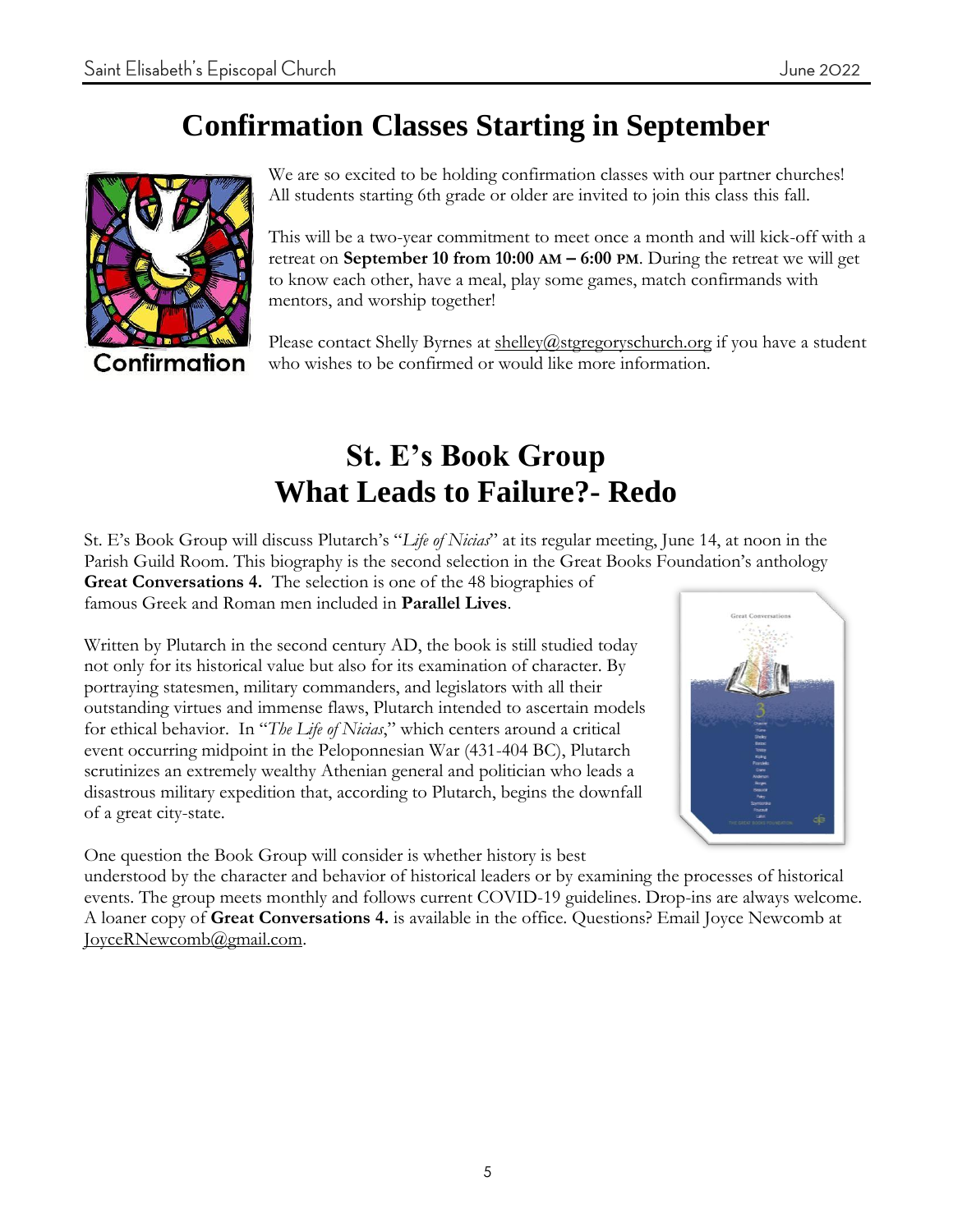# Confirmation Classes Starting in September

Confirmation

We are so excited to be holding confirmation classes with our partner churches! All students starting 6th grade or older are invited to join this class this fall.

This will be a two-year commitment to meet once a month and will kick-off with a retreat on **September 10 from 10:00 AM – 6:00 PM**. During the retreat we will get to know each other, have a meal, play some games, match confirmands with mentors, and worship together!

Please contact Shelly Byrnes at shelley@stgregoryschurch.org if you have a student who wishes to be confirmed or would like more information.

# St. E's Book Group
# What Leads to Failure?- Redo

St. E's Book Group will discuss Plutarch's "*Life of Nicias*" at its regular meeting, June 14, at noon in the Parish Guild Room. This biography is the second selection in the Great Books Foundation's anthology **Great Conversations 4.** The selection is one of the 48 biographies of famous Greek and Roman men included in **Parallel Lives**.

Written by Plutarch in the second century AD, the book is still studied today not only for its historical value but also for its examination of character. By portraying statesmen, military commanders, and legislators with all their outstanding virtues and immense flaws, Plutarch intended to ascertain models for ethical behavior. In "*The Life of Nicias*," which centers around a critical event occurring midpoint in the Peloponnesian War (431-404 BC), Plutarch scrutinizes an extremely wealthy Athenian general and politician who leads a disastrous military expedition that, according to Plutarch, begins the downfall of a great city-state.

One question the Book Group will consider is whether history is best understood by the character and behavior of historical leaders or by examining the processes of historical events. The group meets monthly and follows current COVID-19 guidelines. Drop-ins are always welcome. A loaner copy of **Great Conversations 4.** is available in the office. Questions? Email Joyce Newcomb at JoyceRNewcomb@gmail.com.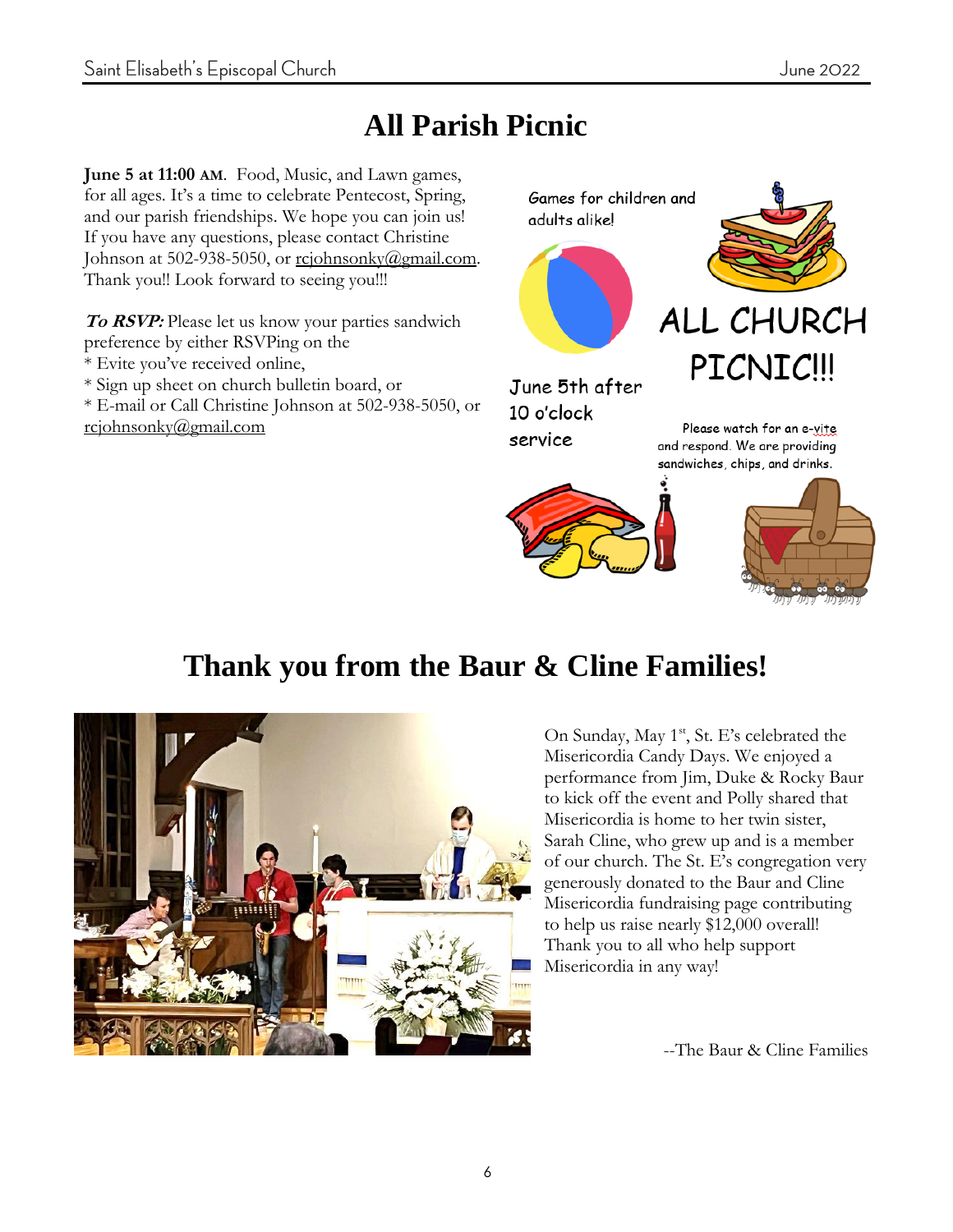# All Parish Picnic

**June 5 at 11:00 AM**. Food, Music, and Lawn games, for all ages. It's a time to celebrate Pentecost, Spring, and our parish friendships. We hope you can join us! If you have any questions, please contact Christine Johnson at 502-938-5050, or rcjohnsonky@gmail.com. Thank you!! Look forward to seeing you!!!

***To RSVP:*** Please let us know your parties sandwich preference by either RSVPing on the

* Evite you've received online,
* Sign up sheet on church bulletin board, or
* E-mail or Call Christine Johnson at 502-938-5050, or rcjohnsonky@gmail.com

Games for children and adults alike!

ALL CHURCH PICNIC!!!

June 5th after 10 o'clock service

Please watch for an e-vite and respond. We are providing sandwiches, chips, and drinks.

# Thank you from the Baur & Cline Families!

On Sunday, May 1st, St. E's celebrated the Misericordia Candy Days. We enjoyed a performance from Jim, Duke & Rocky Baur to kick off the event and Polly shared that Misericordia is home to her twin sister, Sarah Cline, who grew up and is a member of our church. The St. E's congregation very generously donated to the Baur and Cline Misericordia fundraising page contributing to help us raise nearly $12,000 overall! Thank you to all who help support Misericordia in any way!

--The Baur & Cline Families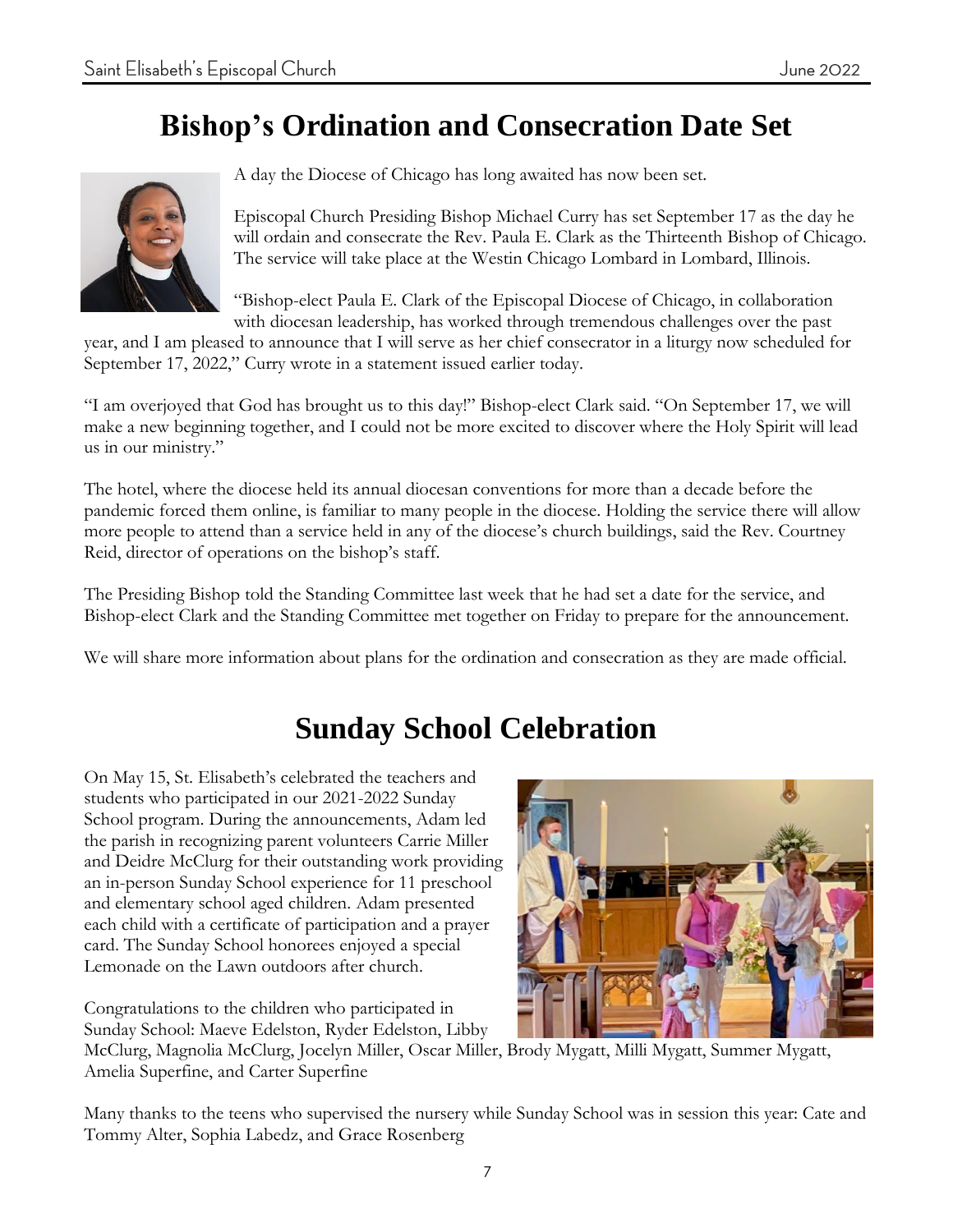# Bishop's Ordination and Consecration Date Set

A day the Diocese of Chicago has long awaited has now been set.

Episcopal Church Presiding Bishop Michael Curry has set September 17 as the day he will ordain and consecrate the Rev. Paula E. Clark as the Thirteenth Bishop of Chicago. The service will take place at the Westin Chicago Lombard in Lombard, Illinois.

"Bishop-elect Paula E. Clark of the Episcopal Diocese of Chicago, in collaboration with diocesan leadership, has worked through tremendous challenges over the past year, and I am pleased to announce that I will serve as her chief consecrator in a liturgy now scheduled for September 17, 2022," Curry wrote in a statement issued earlier today.

"I am overjoyed that God has brought us to this day!" Bishop-elect Clark said. "On September 17, we will make a new beginning together, and I could not be more excited to discover where the Holy Spirit will lead us in our ministry."

The hotel, where the diocese held its annual diocesan conventions for more than a decade before the pandemic forced them online, is familiar to many people in the diocese. Holding the service there will allow more people to attend than a service held in any of the diocese's church buildings, said the Rev. Courtney Reid, director of operations on the bishop's staff.

The Presiding Bishop told the Standing Committee last week that he had set a date for the service, and Bishop-elect Clark and the Standing Committee met together on Friday to prepare for the announcement.

We will share more information about plans for the ordination and consecration as they are made official.

# Sunday School Celebration

On May 15, St. Elisabeth's celebrated the teachers and students who participated in our 2021-2022 Sunday School program. During the announcements, Adam led the parish in recognizing parent volunteers Carrie Miller and Deidre McClurg for their outstanding work providing an in-person Sunday School experience for 11 preschool and elementary school aged children. Adam presented each child with a certificate of participation and a prayer card. The Sunday School honorees enjoyed a special Lemonade on the Lawn outdoors after church.

Congratulations to the children who participated in Sunday School: Maeve Edelston, Ryder Edelston, Libby McClurg, Magnolia McClurg, Jocelyn Miller, Oscar Miller, Brody Mygatt, Milli Mygatt, Summer Mygatt, Amelia Superfine, and Carter Superfine

Many thanks to the teens who supervised the nursery while Sunday School was in session this year: Cate and Tommy Alter, Sophia Labedz, and Grace Rosenberg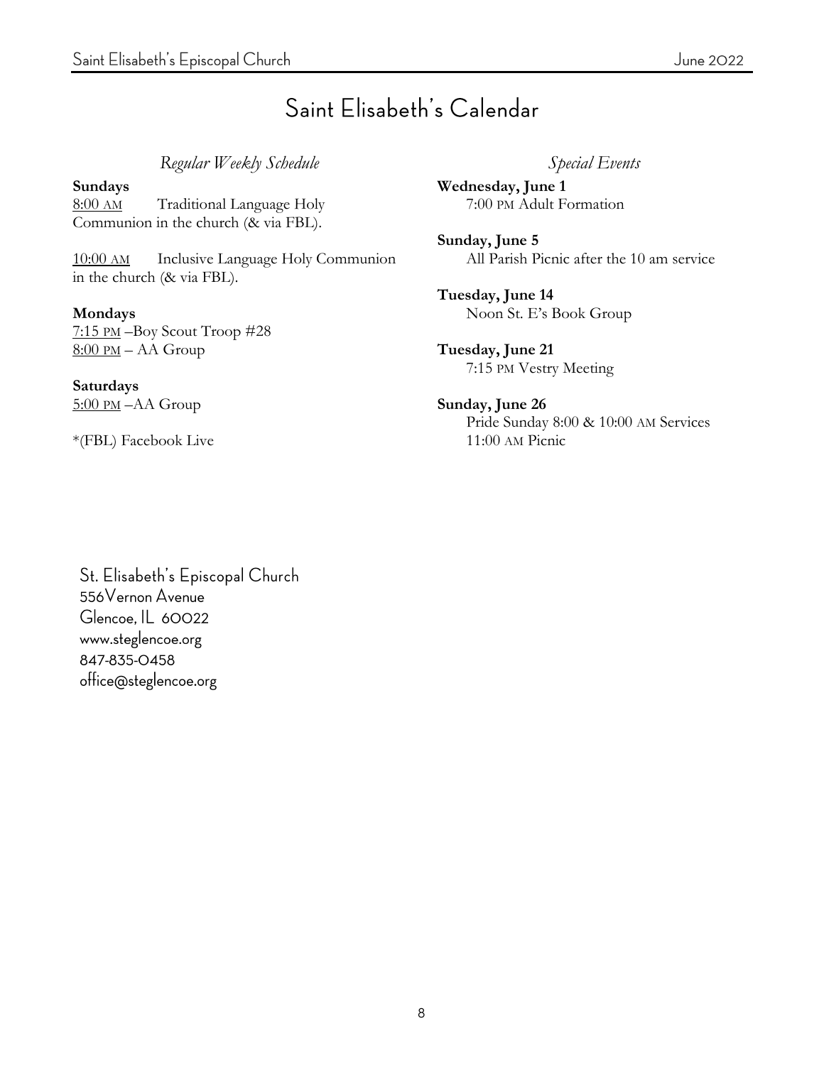# Saint Elisabeth's Calendar

*Regular Weekly Schedule*

**Sundays**
8:00 AM Traditional Language Holy Communion in the church (& via FBL).

10:00 AM Inclusive Language Holy Communion in the church (& via FBL).

**Mondays**
7:15 PM –Boy Scout Troop #28
8:00 PM – AA Group

**Saturdays**
5:00 PM –AA Group

*(FBL) Facebook Live

*Special Events*

**Wednesday, June 1**
7:00 PM Adult Formation

**Sunday, June 5**
All Parish Picnic after the 10 am service

**Tuesday, June 14**
Noon St. E's Book Group

**Tuesday, June 21**
7:15 PM Vestry Meeting

**Sunday, June 26**
Pride Sunday 8:00 & 10:00 AM Services
11:00 AM Picnic

St. Elisabeth's Episcopal Church
556Vernon Avenue
Glencoe, IL 60022
www.steglencoe.org
847-835-0458
office@steglencoe.org